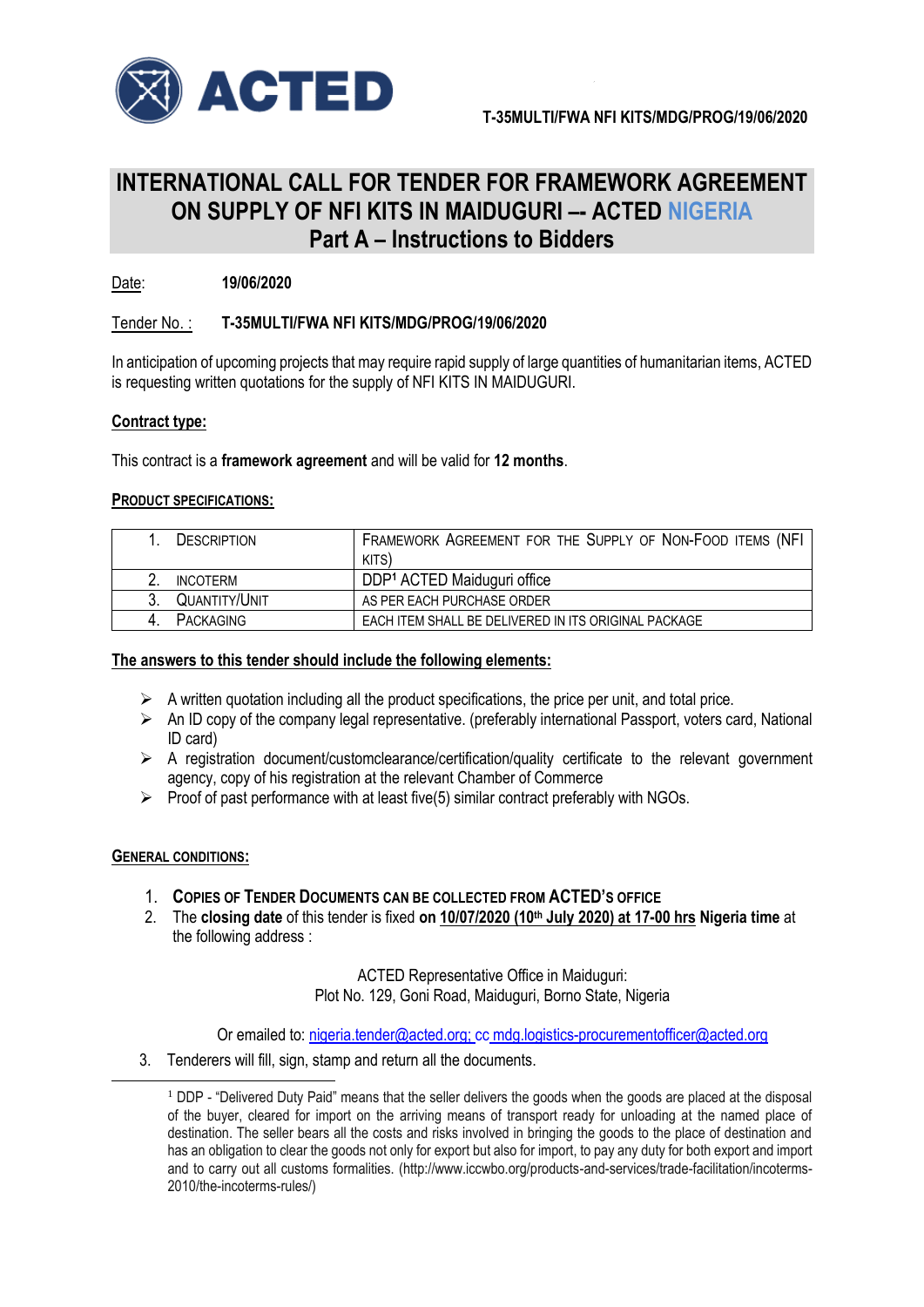T-35MULTI/FWA NFI KITS/MDG/PROG/19/06/2020

# INTERNATIONAL CALL FOR TENDER FOR FRAMEWORK AGREEMENT ON SUPPLY OF NFI KITS IN MAIDUGURI –- ACTED NIGERIA
## Part A – Instructions to Bidders

Date: **19/06/2020**

Tender No. : **T-35MULTI/FWA NFI KITS/MDG/PROG/19/06/2020**

In anticipation of upcoming projects that may require rapid supply of large quantities of humanitarian items, ACTED is requesting written quotations for the supply of NFI KITS IN MAIDUGURI.

**Contract type:**

This contract is a **framework agreement** and will be valid for **12 months**.

**PRODUCT SPECIFICATIONS:**

| | |
|---|---|
| 1. DESCRIPTION | FRAMEWORK AGREEMENT FOR THE SUPPLY OF NON-FOOD ITEMS (NFI KITS) |
| 2. INCOTERM | DDP[1] ACTED Maiduguri office |
| 3. QUANTITY/UNIT | AS PER EACH PURCHASE ORDER |
| 4. PACKAGING | EACH ITEM SHALL BE DELIVERED IN ITS ORIGINAL PACKAGE |

**The answers to this tender should include the following elements:**

- A written quotation including all the product specifications, the price per unit, and total price.
- An ID copy of the company legal representative. (preferably international Passport, voters card, National ID card)
- A registration document/customclearance/certification/quality certificate to the relevant government agency, copy of his registration at the relevant Chamber of Commerce
- Proof of past performance with at least five(5) similar contract preferably with NGOs.

**GENERAL CONDITIONS:**

1. **COPIES OF TENDER DOCUMENTS CAN BE COLLECTED FROM ACTED'S OFFICE**
2. The **closing date** of this tender is fixed **on 10/07/2020 (10th July 2020) at 17-00 hrs Nigeria time** at the following address :

   ACTED Representative Office in Maiduguri:
   Plot No. 129, Goni Road, Maiduguri, Borno State, Nigeria

   Or emailed to: nigeria.tender@acted.org; cc mdg.logistics-procurementofficer@acted.org

3. Tenderers will fill, sign, stamp and return all the documents.

[1] DDP - "Delivered Duty Paid" means that the seller delivers the goods when the goods are placed at the disposal of the buyer, cleared for import on the arriving means of transport ready for unloading at the named place of destination. The seller bears all the costs and risks involved in bringing the goods to the place of destination and has an obligation to clear the goods not only for export but also for import, to pay any duty for both export and import and to carry out all customs formalities. (http://www.iccwbo.org/products-and-services/trade-facilitation/incoterms-2010/the-incoterms-rules/)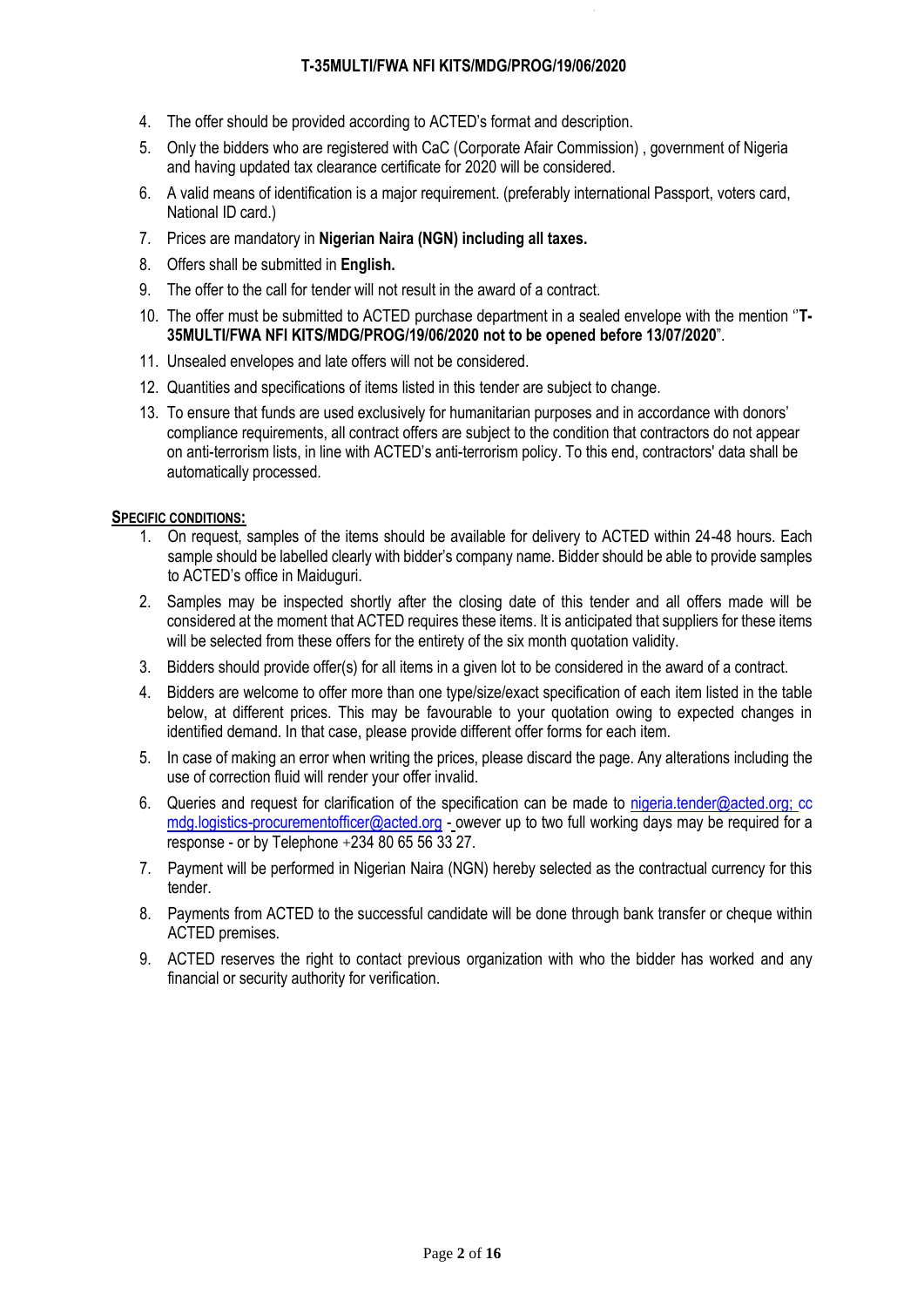4. The offer should be provided according to ACTED's format and description.
5. Only the bidders who are registered with CaC (Corporate Afair Commission) , government of Nigeria and having updated tax clearance certificate for 2020 will be considered.
6. A valid means of identification is a major requirement. (preferably international Passport, voters card, National ID card.)
7. Prices are mandatory in **Nigerian Naira (NGN) including all taxes.**
8. Offers shall be submitted in **English.**
9. The offer to the call for tender will not result in the award of a contract.
10. The offer must be submitted to ACTED purchase department in a sealed envelope with the mention "**T-35MULTI/FWA NFI KITS/MDG/PROG/19/06/2020 not to be opened before 13/07/2020**".
11. Unsealed envelopes and late offers will not be considered.
12. Quantities and specifications of items listed in this tender are subject to change.
13. To ensure that funds are used exclusively for humanitarian purposes and in accordance with donors' compliance requirements, all contract offers are subject to the condition that contractors do not appear on anti-terrorism lists, in line with ACTED's anti-terrorism policy. To this end, contractors' data shall be automatically processed.

**SPECIFIC CONDITIONS:**

1. On request, samples of the items should be available for delivery to ACTED within 24-48 hours. Each sample should be labelled clearly with bidder's company name. Bidder should be able to provide samples to ACTED's office in Maiduguri.
2. Samples may be inspected shortly after the closing date of this tender and all offers made will be considered at the moment that ACTED requires these items. It is anticipated that suppliers for these items will be selected from these offers for the entirety of the six month quotation validity.
3. Bidders should provide offer(s) for all items in a given lot to be considered in the award of a contract.
4. Bidders are welcome to offer more than one type/size/exact specification of each item listed in the table below, at different prices. This may be favourable to your quotation owing to expected changes in identified demand. In that case, please provide different offer forms for each item.
5. In case of making an error when writing the prices, please discard the page. Any alterations including the use of correction fluid will render your offer invalid.
6. Queries and request for clarification of the specification can be made to nigeria.tender@acted.org; cc mdg.logistics-procurementofficer@acted.org - owever up to two full working days may be required for a response - or by Telephone +234 80 65 56 33 27.
7. Payment will be performed in Nigerian Naira (NGN) hereby selected as the contractual currency for this tender.
8. Payments from ACTED to the successful candidate will be done through bank transfer or cheque within ACTED premises.
9. ACTED reserves the right to contact previous organization with who the bidder has worked and any financial or security authority for verification.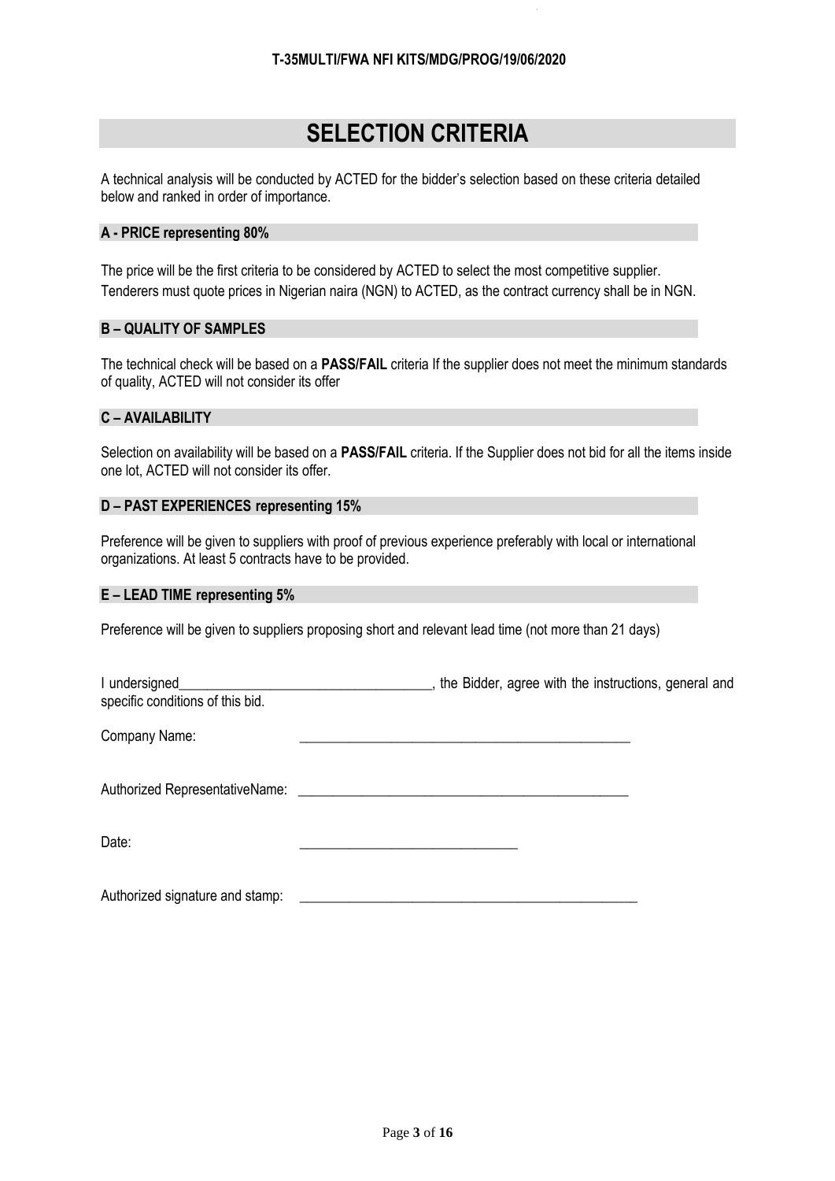T-35MULTI/FWA NFI KITS/MDG/PROG/19/06/2020

# SELECTION CRITERIA

A technical analysis will be conducted by ACTED for the bidder's selection based on these criteria detailed below and ranked in order of importance.

### A - PRICE representing 80%

The price will be the first criteria to be considered by ACTED to select the most competitive supplier.
Tenderers must quote prices in Nigerian naira (NGN) to ACTED, as the contract currency shall be in NGN.

### B – QUALITY OF SAMPLES

The technical check will be based on a **PASS/FAIL** criteria If the supplier does not meet the minimum standards of quality, ACTED will not consider its offer

### C – AVAILABILITY

Selection on availability will be based on a **PASS/FAIL** criteria. If the Supplier does not bid for all the items inside one lot, ACTED will not consider its offer.

### D – PAST EXPERIENCES representing 15%

Preference will be given to suppliers with proof of previous experience preferably with local or international organizations. At least 5 contracts have to be provided.

### E – LEAD TIME representing 5%

Preference will be given to suppliers proposing short and relevant lead time (not more than 21 days)

I undersigned____________________________________, the Bidder, agree with the instructions, general and specific conditions of this bid.

Company Name: ________________________________________________

Authorized RepresentativeName: ________________________________________________

Date: ______________________________

Authorized signature and stamp: ________________________________________________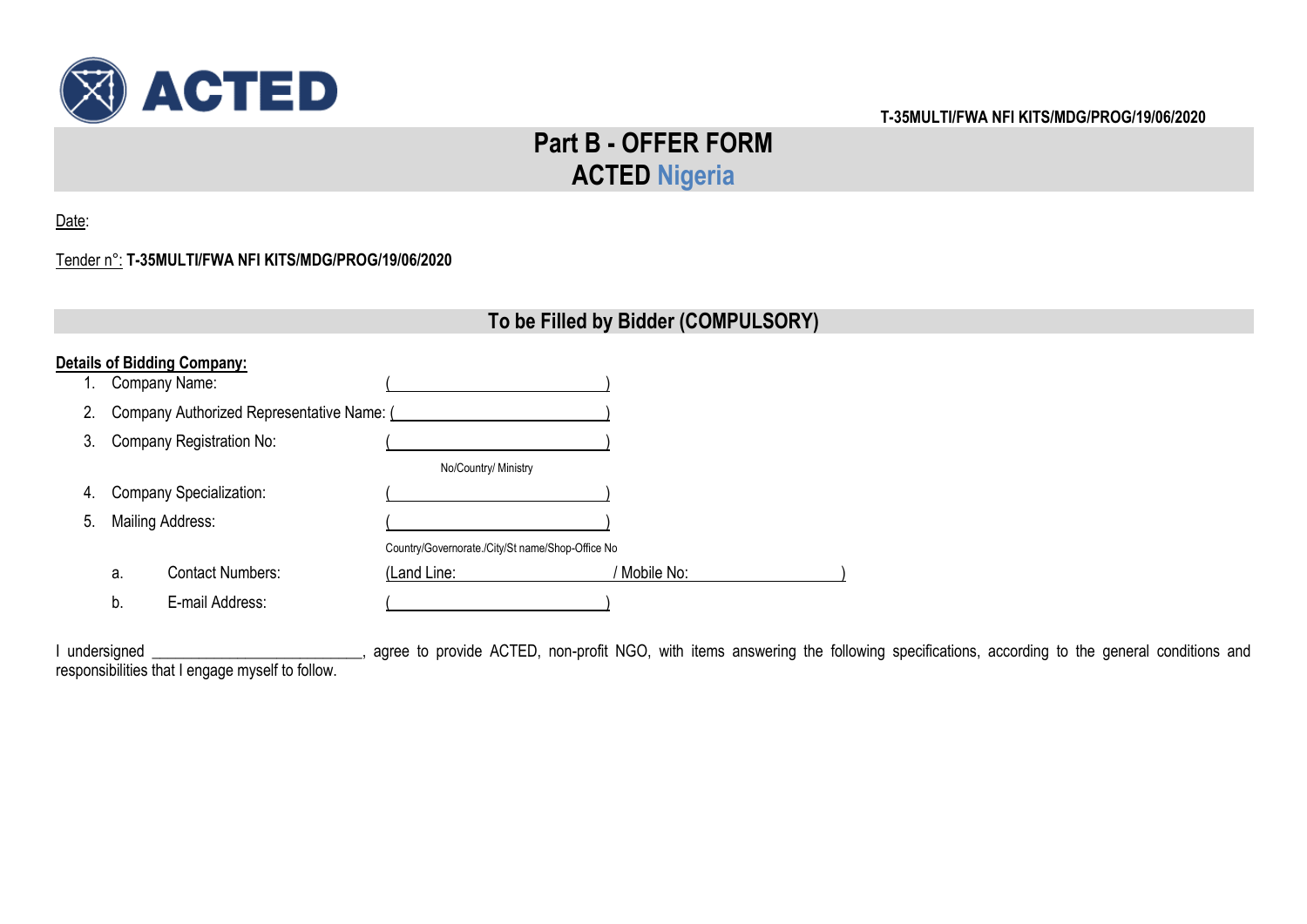T-35MULTI/FWA NFI KITS/MDG/PROG/19/06/2020

# Part B - OFFER FORM
# ACTED Nigeria

Date:

Tender n°: **T-35MULTI/FWA NFI KITS/MDG/PROG/19/06/2020**

## To be Filled by Bidder (COMPULSORY)

**Details of Bidding Company:**

1. Company Name: (\_\_\_\_\_\_\_\_\_\_\_\_\_\_\_\_\_\_\_\_\_\_\_\_\_\_\_\_)
2. Company Authorized Representative Name: (\_\_\_\_\_\_\_\_\_\_\_\_\_\_\_\_\_\_\_\_\_\_\_\_\_\_\_\_)
3. Company Registration No: (\_\_\_\_\_\_\_\_\_\_\_\_\_\_\_\_\_\_\_\_\_\_\_\_\_\_\_\_)
   No/Country/ Ministry
4. Company Specialization: (\_\_\_\_\_\_\_\_\_\_\_\_\_\_\_\_\_\_\_\_\_\_\_\_\_\_\_\_)
5. Mailing Address: (\_\_\_\_\_\_\_\_\_\_\_\_\_\_\_\_\_\_\_\_\_\_\_\_\_\_\_\_)
   Country/Governorate./City/St name/Shop-Office No
   a. Contact Numbers: (Land Line: \_\_\_\_\_\_\_\_\_\_\_\_\_\_\_\_\_\_ / Mobile No: \_\_\_\_\_\_\_\_\_\_\_\_\_\_\_\_\_\_)
   b. E-mail Address: (\_\_\_\_\_\_\_\_\_\_\_\_\_\_\_\_\_\_\_\_\_\_\_\_\_\_\_\_)

I undersigned \_\_\_\_\_\_\_\_\_\_\_\_\_\_\_\_\_\_\_\_\_\_\_\_\_\_, agree to provide ACTED, non-profit NGO, with items answering the following specifications, according to the general conditions and responsibilities that I engage myself to follow.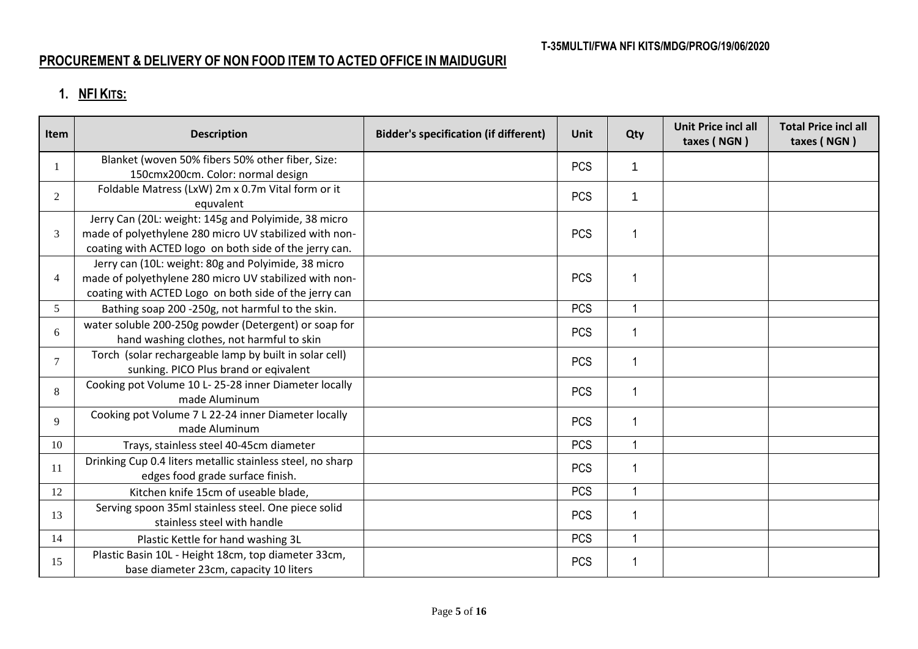**T-35MULTI/FWA NFI KITS/MDG/PROG/19/06/2020**

## PROCUREMENT & DELIVERY OF NON FOOD ITEM TO ACTED OFFICE IN MAIDUGURI

### 1. NFI KITS:

| Item | Description | Bidder's specification (if different) | Unit | Qty | Unit Price incl all taxes ( NGN ) | Total Price incl all taxes ( NGN ) |
|---|---|---|---|---|---|---|
| 1 | Blanket (woven 50% fibers 50% other fiber, Size: 150cmx200cm. Color: normal design | | PCS | 1 | | |
| 2 | Foldable Matress (LxW) 2m x 0.7m Vital form or it equvalent | | PCS | 1 | | |
| 3 | Jerry Can (20L: weight: 145g and Polyimide, 38 micro made of polyethylene 280 micro UV stabilized with non-coating with ACTED logo on both side of the jerry can. | | PCS | 1 | | |
| 4 | Jerry can (10L: weight: 80g and Polyimide, 38 micro made of polyethylene 280 micro UV stabilized with non-coating with ACTED Logo on both side of the jerry can | | PCS | 1 | | |
| 5 | Bathing soap 200 -250g, not harmful to the skin. | | PCS | 1 | | |
| 6 | water soluble 200-250g powder (Detergent) or soap for hand washing clothes, not harmful to skin | | PCS | 1 | | |
| 7 | Torch (solar rechargeable lamp by built in solar cell) sunking. PICO Plus brand or eqivalent | | PCS | 1 | | |
| 8 | Cooking pot Volume 10 L- 25-28 inner Diameter locally made Aluminum | | PCS | 1 | | |
| 9 | Cooking pot Volume 7 L 22-24 inner Diameter locally made Aluminum | | PCS | 1 | | |
| 10 | Trays, stainless steel 40-45cm diameter | | PCS | 1 | | |
| 11 | Drinking Cup 0.4 liters metallic stainless steel, no sharp edges food grade surface finish. | | PCS | 1 | | |
| 12 | Kitchen knife 15cm of useable blade, | | PCS | 1 | | |
| 13 | Serving spoon 35ml stainless steel. One piece solid stainless steel with handle | | PCS | 1 | | |
| 14 | Plastic Kettle for hand washing 3L | | PCS | 1 | | |
| 15 | Plastic Basin 10L - Height 18cm, top diameter 33cm, base diameter 23cm, capacity 10 liters | | PCS | 1 | | |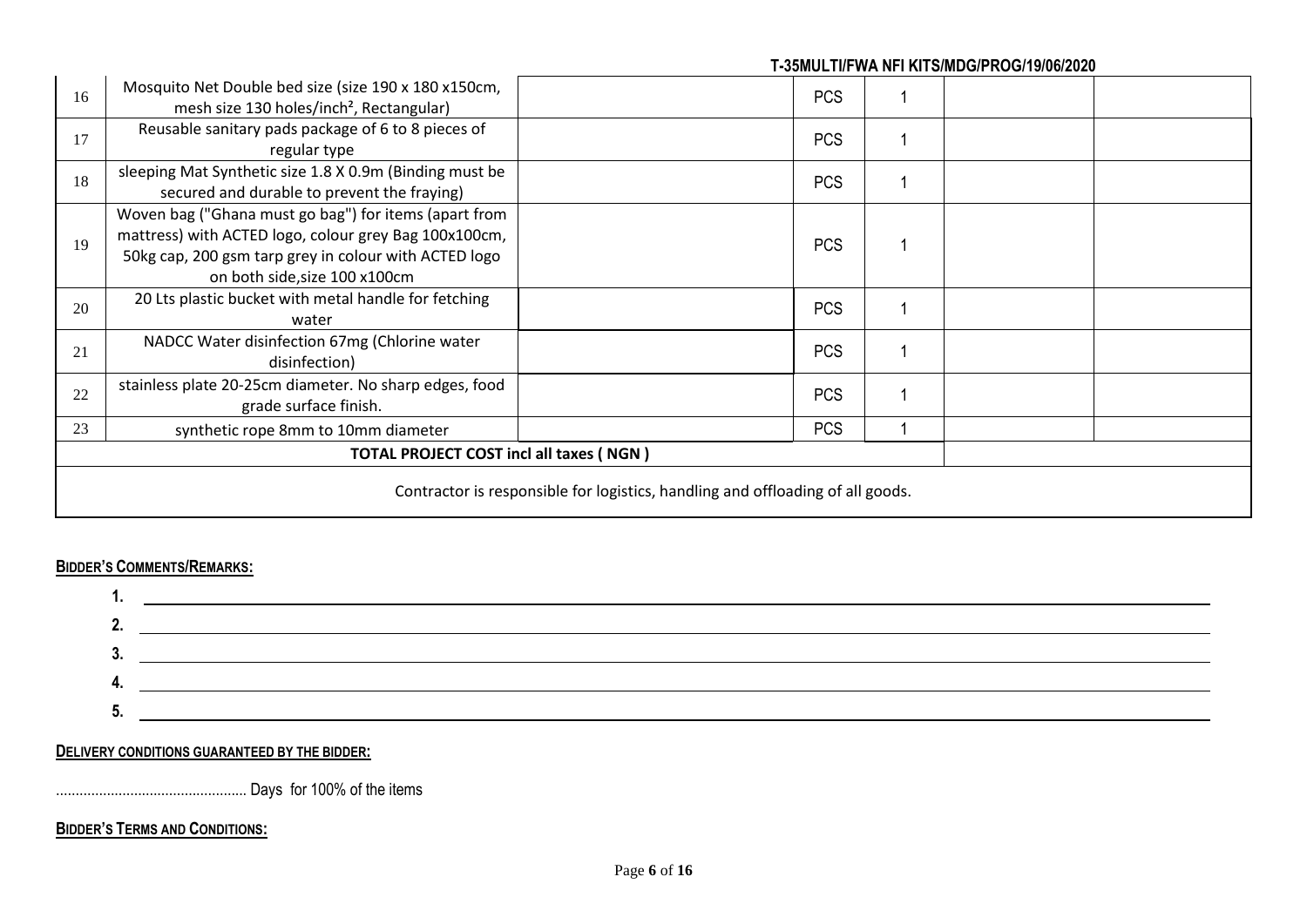| | | | | | | |
|---|---|---|---|---|---|---|
| 16 | Mosquito Net Double bed size (size 190 x 180 x150cm, mesh size 130 holes/inch², Rectangular) | | PCS | 1 | | |
| 17 | Reusable sanitary pads package of 6 to 8 pieces of regular type | | PCS | 1 | | |
| 18 | sleeping Mat Synthetic size 1.8 X 0.9m (Binding must be secured and durable to prevent the fraying) | | PCS | 1 | | |
| 19 | Woven bag ("Ghana must go bag") for items (apart from mattress) with ACTED logo, colour grey Bag 100x100cm, 50kg cap, 200 gsm tarp grey in colour with ACTED logo on both side,size 100 x100cm | | PCS | 1 | | |
| 20 | 20 Lts plastic bucket with metal handle for fetching water | | PCS | 1 | | |
| 21 | NADCC Water disinfection 67mg (Chlorine water disinfection) | | PCS | 1 | | |
| 22 | stainless plate 20-25cm diameter. No sharp edges, food grade surface finish. | | PCS | 1 | | |
| 23 | synthetic rope 8mm to 10mm diameter | | PCS | 1 | | |
| **TOTAL PROJECT COST incl all taxes ( NGN )** | | | | | | |
| Contractor is responsible for logistics, handling and offloading of all goods. | | | | | | |

**BIDDER'S COMMENTS/REMARKS:**

1. ____________________
2. ____________________
3. ____________________
4. ____________________
5. ____________________

**DELIVERY CONDITIONS GUARANTEED BY THE BIDDER:**

................................................ Days for 100% of the items

**BIDDER'S TERMS AND CONDITIONS:**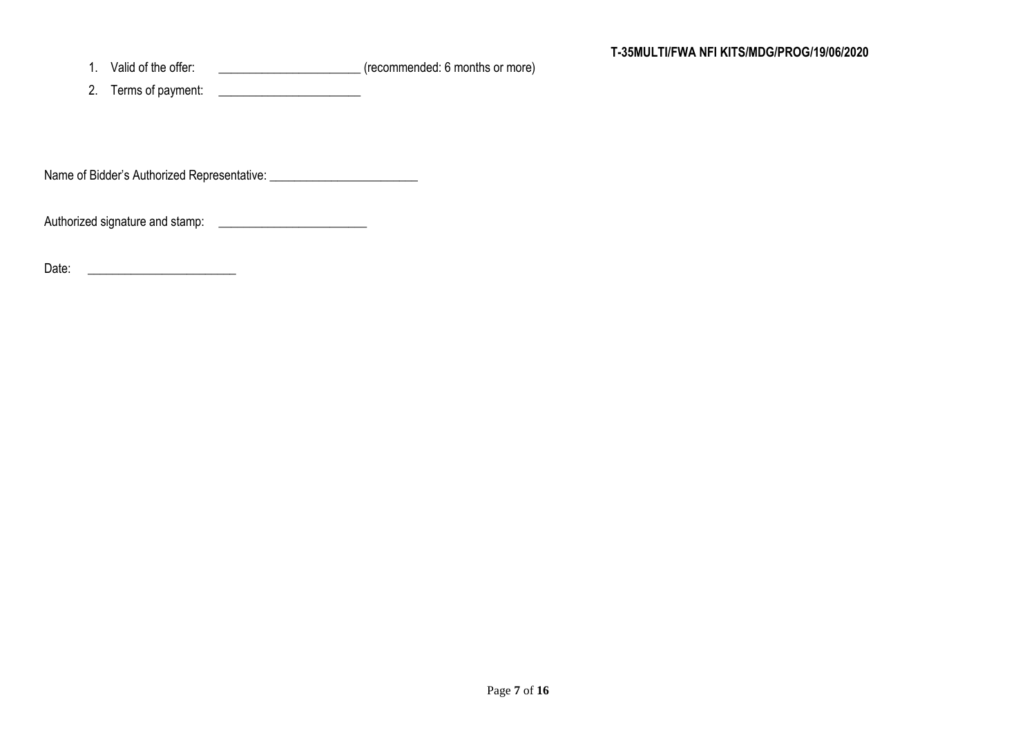1. Valid of the offer: \_\_\_\_\_\_\_\_\_\_\_\_\_\_\_\_\_\_\_\_\_\_\_ (recommended: 6 months or more)
2. Terms of payment: \_\_\_\_\_\_\_\_\_\_\_\_\_\_\_\_\_\_\_\_\_\_\_

Name of Bidder's Authorized Representative: \_\_\_\_\_\_\_\_\_\_\_\_\_\_\_\_\_\_\_\_\_\_\_\_

Authorized signature and stamp: \_\_\_\_\_\_\_\_\_\_\_\_\_\_\_\_\_\_\_\_\_\_\_\_

Date: \_\_\_\_\_\_\_\_\_\_\_\_\_\_\_\_\_\_\_\_\_\_\_\_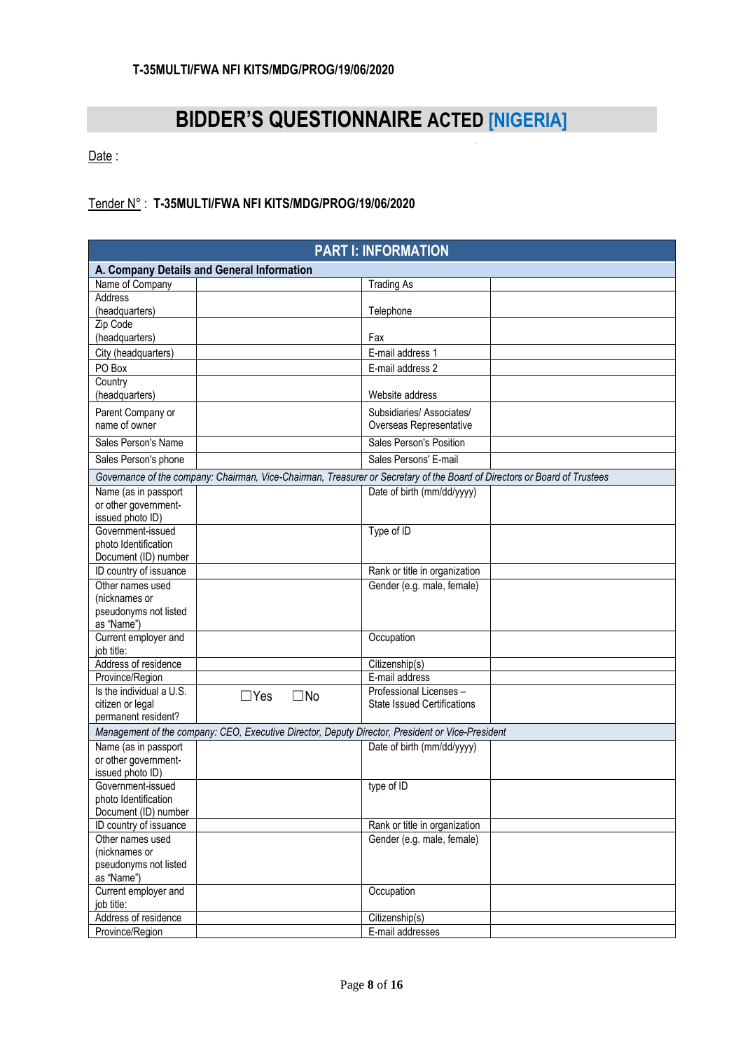**T-35MULTI/FWA NFI KITS/MDG/PROG/19/06/2020**

# BIDDER'S QUESTIONNAIRE ACTED [NIGERIA]

Date :

Tender N° : **T-35MULTI/FWA NFI KITS/MDG/PROG/19/06/2020**

| **PART I: INFORMATION** | | | |
|---|---|---|---|
| **A. Company Details and General Information** | | | |
| Name of Company | | Trading As | |
| Address (headquarters) | | Telephone | |
| Zip Code (headquarters) | | Fax | |
| City (headquarters) | | E-mail address 1 | |
| PO Box | | E-mail address 2 | |
| Country (headquarters) | | Website address | |
| Parent Company or name of owner | | Subsidiaries/ Associates/ Overseas Representative | |
| Sales Person's Name | | Sales Person's Position | |
| Sales Person's phone | | Sales Persons' E-mail | |
| *Governance of the company: Chairman, Vice-Chairman, Treasurer or Secretary of the Board of Directors or Board of Trustees* | | | |
| Name (as in passport or other government-issued photo ID) | | Date of birth (mm/dd/yyyy) | |
| Government-issued photo Identification Document (ID) number | | Type of ID | |
| ID country of issuance | | Rank or title in organization | |
| Other names used (nicknames or pseudonyms not listed as "Name") | | Gender (e.g. male, female) | |
| Current employer and job title: | | Occupation | |
| Address of residence | | Citizenship(s) | |
| Province/Region | | E-mail address | |
| Is the individual a U.S. citizen or legal permanent resident? | ☐Yes ☐No | Professional Licenses – State Issued Certifications | |
| *Management of the company: CEO, Executive Director, Deputy Director, President or Vice-President* | | | |
| Name (as in passport or other government-issued photo ID) | | Date of birth (mm/dd/yyyy) | |
| Government-issued photo Identification Document (ID) number | | type of ID | |
| ID country of issuance | | Rank or title in organization | |
| Other names used (nicknames or pseudonyms not listed as "Name") | | Gender (e.g. male, female) | |
| Current employer and job title: | | Occupation | |
| Address of residence | | Citizenship(s) | |
| Province/Region | | E-mail addresses | |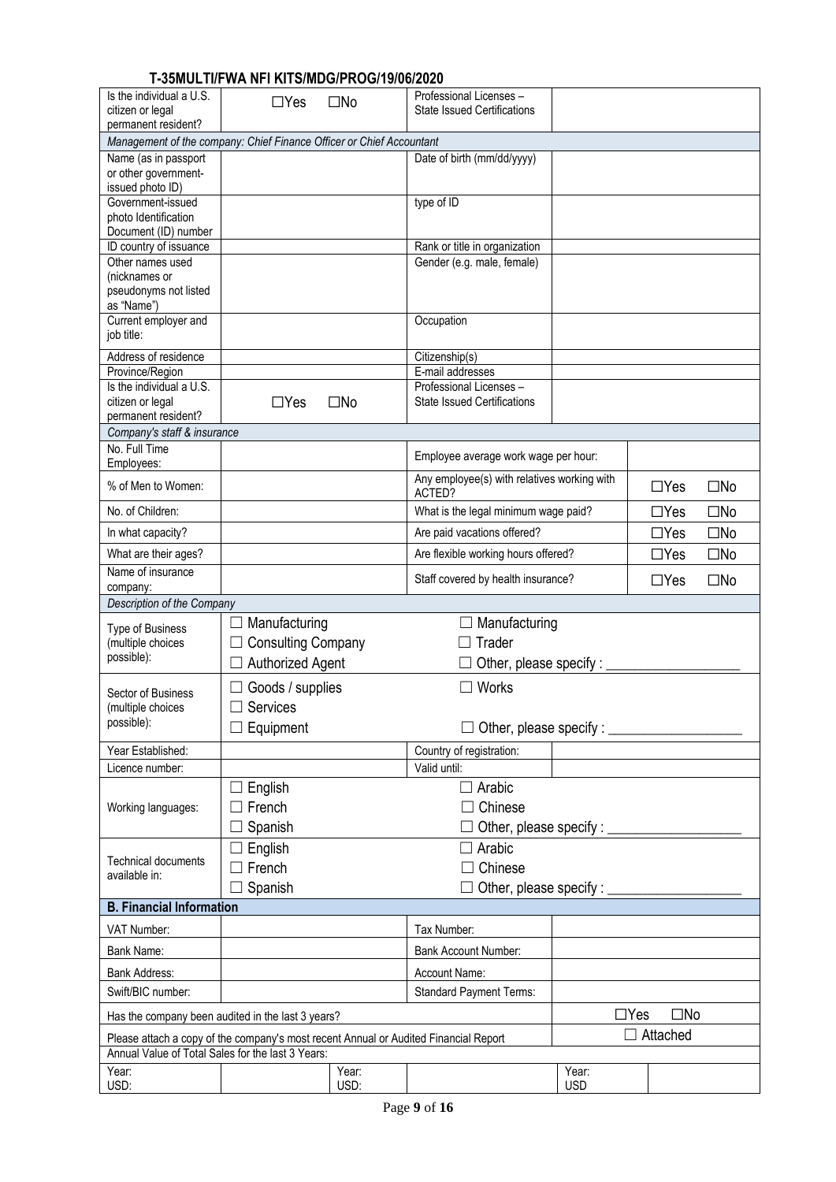**T-35MULTI/FWA NFI KITS/MDG/PROG/19/06/2020**

| | | | |
|---|---|---|---|
| Is the individual a U.S. citizen or legal permanent resident? | ☐Yes ☐No | Professional Licenses – State Issued Certifications | |
| *Management of the company: Chief Finance Officer or Chief Accountant* | | | |
| Name (as in passport or other government-issued photo ID) | | Date of birth (mm/dd/yyyy) | |
| Government-issued photo Identification Document (ID) number | | type of ID | |
| ID country of issuance | | Rank or title in organization | |
| Other names used (nicknames or pseudonyms not listed as "Name") | | Gender (e.g. male, female) | |
| Current employer and job title: | | Occupation | |
| Address of residence | | Citizenship(s) | |
| Province/Region | | E-mail addresses | |
| Is the individual a U.S. citizen or legal permanent resident? | ☐Yes ☐No | Professional Licenses – State Issued Certifications | |
| *Company's staff & insurance* | | | |
| No. Full Time Employees: | | Employee average work wage per hour: | |
| % of Men to Women: | | Any employee(s) with relatives working with ACTED? | ☐Yes ☐No |
| No. of Children: | | What is the legal minimum wage paid? | ☐Yes ☐No |
| In what capacity? | | Are paid vacations offered? | ☐Yes ☐No |
| What are their ages? | | Are flexible working hours offered? | ☐Yes ☐No |
| Name of insurance company: | | Staff covered by health insurance? | ☐Yes ☐No |
| *Description of the Company* | | | |
| Type of Business (multiple choices possible): | ☐ Manufacturing<br>☐ Consulting Company<br>☐ Authorized Agent | ☐ Manufacturing<br>☐ Trader<br>☐ Other, please specify : ___________________ | |
| Sector of Business (multiple choices possible): | ☐ Goods / supplies<br>☐ Services<br>☐ Equipment | ☐ Works<br><br>☐ Other, please specify : ___________________ | |
| Year Established: | | Country of registration: | |
| Licence number: | | Valid until: | |
| Working languages: | ☐ English<br>☐ French<br>☐ Spanish | ☐ Arabic<br>☐ Chinese<br>☐ Other, please specify : ___________________ | |
| Technical documents available in: | ☐ English<br>☐ French<br>☐ Spanish | ☐ Arabic<br>☐ Chinese<br>☐ Other, please specify : ___________________ | |

**B. Financial Information**

| | | | |
|---|---|---|---|
| VAT Number: | | Tax Number: | |
| Bank Name: | | Bank Account Number: | |
| Bank Address: | | Account Name: | |
| Swift/BIC number: | | Standard Payment Terms: | |
| Has the company been audited in the last 3 years? | | | ☐Yes ☐No |
| Please attach a copy of the company's most recent Annual or Audited Financial Report | | | ☐ Attached |

Annual Value of Total Sales for the last 3 Years:

| | | | | | |
|---|---|---|---|---|---|
| Year:<br>USD: | | Year:<br>USD: | | Year:<br>USD | |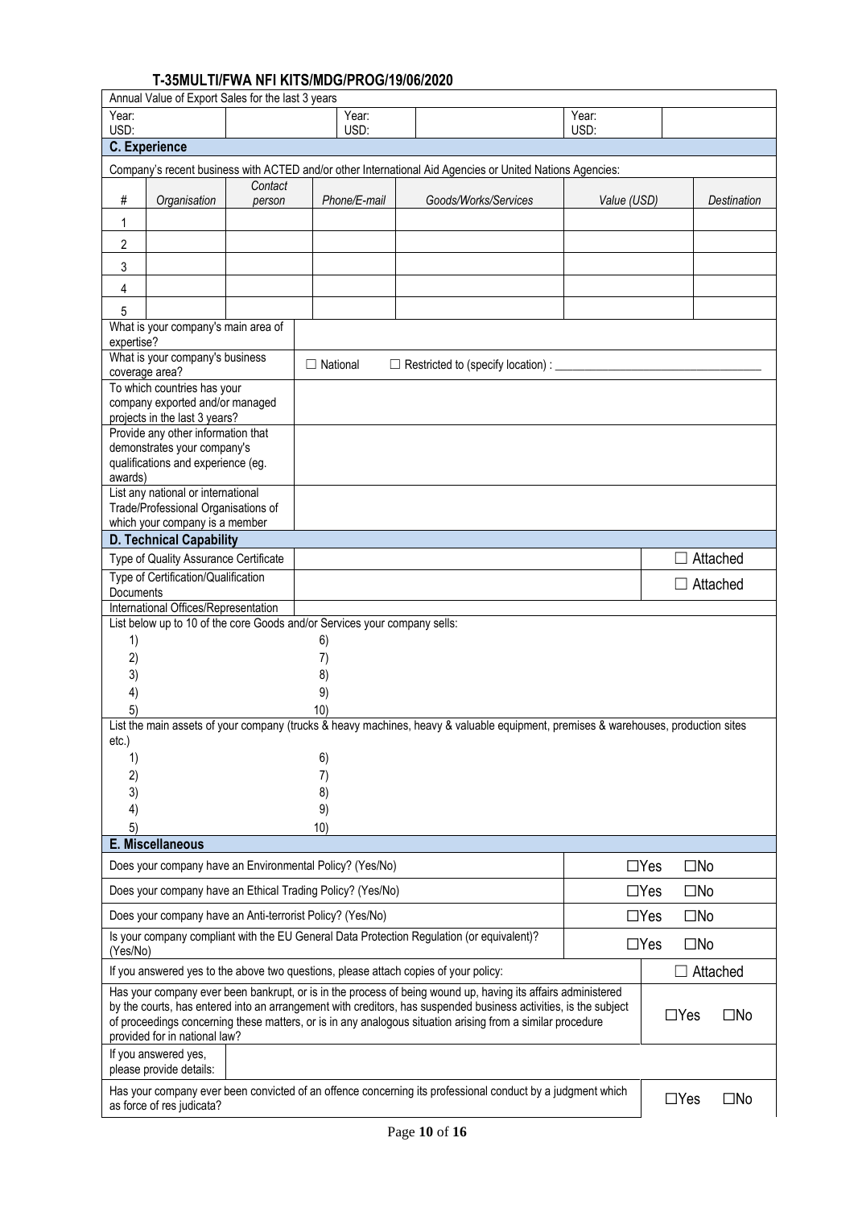**T-35MULTI/FWA NFI KITS/MDG/PROG/19/06/2020**

| Annual Value of Export Sales for the last 3 years | | | | | |
|---|---|---|---|---|---|
| Year: USD: | | Year: USD: | | Year: USD: | |

## C. Experience

Company's recent business with ACTED and/or other International Aid Agencies or United Nations Agencies:

| # | *Organisation* | *Contact person* | *Phone/E-mail* | *Goods/Works/Services* | *Value (USD)* | *Destination* |
|---|---|---|---|---|---|---|
| 1 | | | | | | |
| 2 | | | | | | |
| 3 | | | | | | |
| 4 | | | | | | |
| 5 | | | | | | |

| | |
|---|---|
| What is your company's main area of expertise? | |
| What is your company's business coverage area? | ☐ National ☐ Restricted to (specify location) : ______________________________ |
| To which countries has your company exported and/or managed projects in the last 3 years? | |
| Provide any other information that demonstrates your company's qualifications and experience (eg. awards) | |
| List any national or international Trade/Professional Organisations of which your company is a member | |

## D. Technical Capability

| | | |
|---|---|---|
| Type of Quality Assurance Certificate | | ☐ Attached |
| Type of Certification/Qualification Documents | | ☐ Attached |
| International Offices/Representation | | |

List below up to 10 of the core Goods and/or Services your company sells:

| | |
|---|---|
| 1) | 6) |
| 2) | 7) |
| 3) | 8) |
| 4) | 9) |
| 5) | 10) |

List the main assets of your company (trucks & heavy machines, heavy & valuable equipment, premises & warehouses, production sites etc.)

| | |
|---|---|
| 1) | 6) |
| 2) | 7) |
| 3) | 8) |
| 4) | 9) |
| 5) | 10) |

## E. Miscellaneous

| | |
|---|---|
| Does your company have an Environmental Policy? (Yes/No) | ☐Yes ☐No |
| Does your company have an Ethical Trading Policy? (Yes/No) | ☐Yes ☐No |
| Does your company have an Anti-terrorist Policy? (Yes/No) | ☐Yes ☐No |
| Is your company compliant with the EU General Data Protection Regulation (or equivalent)? (Yes/No) | ☐Yes ☐No |
| If you answered yes to the above two questions, please attach copies of your policy: | ☐ Attached |
| Has your company ever been bankrupt, or is in the process of being wound up, having its affairs administered by the courts, has entered into an arrangement with creditors, has suspended business activities, is the subject of proceedings concerning these matters, or is in any analogous situation arising from a similar procedure provided for in national law? | ☐Yes ☐No |
| If you answered yes, please provide details: | |
| Has your company ever been convicted of an offence concerning its professional conduct by a judgment which as force of res judicata? | ☐Yes ☐No |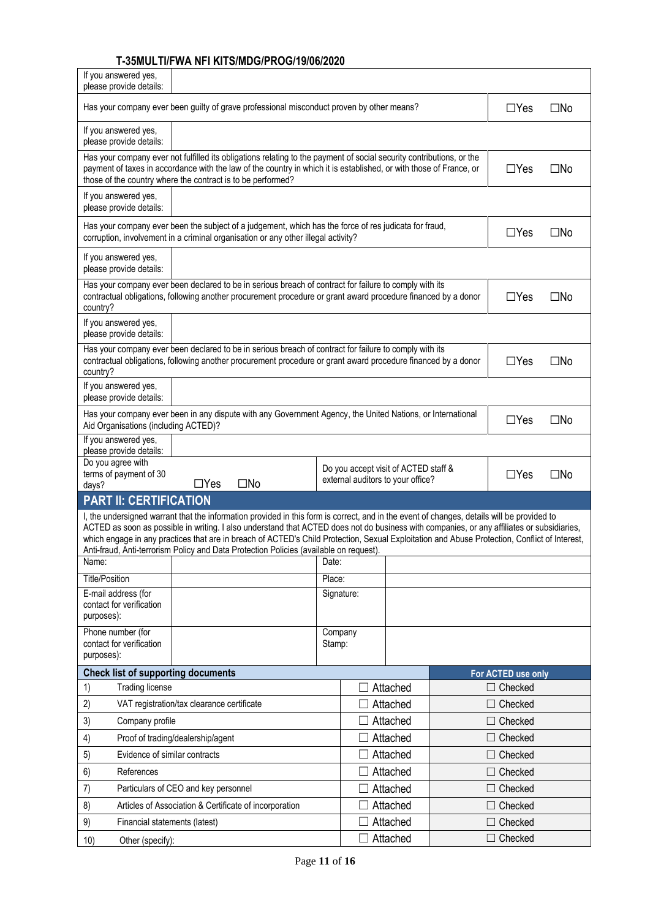**T-35MULTI/FWA NFI KITS/MDG/PROG/19/06/2020**

| | | |
|---|---|---|
| If you answered yes, please provide details: | | |
| Has your company ever been guilty of grave professional misconduct proven by other means? | | ☐Yes ☐No |
| If you answered yes, please provide details: | | |
| Has your company ever not fulfilled its obligations relating to the payment of social security contributions, or the payment of taxes in accordance with the law of the country in which it is established, or with those of France, or those of the country where the contract is to be performed? | | ☐Yes ☐No |
| If you answered yes, please provide details: | | |
| Has your company ever been the subject of a judgement, which has the force of res judicata for fraud, corruption, involvement in a criminal organisation or any other illegal activity? | | ☐Yes ☐No |
| If you answered yes, please provide details: | | |
| Has your company ever been declared to be in serious breach of contract for failure to comply with its contractual obligations, following another procurement procedure or grant award procedure financed by a donor country? | | ☐Yes ☐No |
| If you answered yes, please provide details: | | |
| Has your company ever been declared to be in serious breach of contract for failure to comply with its contractual obligations, following another procurement procedure or grant award procedure financed by a donor country? | | ☐Yes ☐No |
| If you answered yes, please provide details: | | |
| Has your company ever been in any dispute with any Government Agency, the United Nations, or International Aid Organisations (including ACTED)? | | ☐Yes ☐No |
| If you answered yes, please provide details: | | |
| Do you agree with terms of payment of 30 days? ☐Yes ☐No | Do you accept visit of ACTED staff & external auditors to your office? | ☐Yes ☐No |

## PART II: CERTIFICATION

I, the undersigned warrant that the information provided in this form is correct, and in the event of changes, details will be provided to ACTED as soon as possible in writing. I also understand that ACTED does not do business with companies, or any affiliates or subsidiaries, which engage in any practices that are in breach of ACTED's Child Protection, Sexual Exploitation and Abuse Protection, Conflict of Interest, Anti-fraud, Anti-terrorism Policy and Data Protection Policies (available on request).

| | | | |
|---|---|---|---|
| Name: | | Date: | |
| Title/Position | | Place: | |
| E-mail address (for contact for verification purposes): | | Signature: | |
| Phone number (for contact for verification purposes): | | Company Stamp: | |

| Check list of supporting documents | | | For ACTED use only |
|---|---|---|---|
| 1) | Trading license | ☐ Attached | ☐ Checked |
| 2) | VAT registration/tax clearance certificate | ☐ Attached | ☐ Checked |
| 3) | Company profile | ☐ Attached | ☐ Checked |
| 4) | Proof of trading/dealership/agent | ☐ Attached | ☐ Checked |
| 5) | Evidence of similar contracts | ☐ Attached | ☐ Checked |
| 6) | References | ☐ Attached | ☐ Checked |
| 7) | Particulars of CEO and key personnel | ☐ Attached | ☐ Checked |
| 8) | Articles of Association & Certificate of incorporation | ☐ Attached | ☐ Checked |
| 9) | Financial statements (latest) | ☐ Attached | ☐ Checked |
| 10) | Other (specify): | ☐ Attached | ☐ Checked |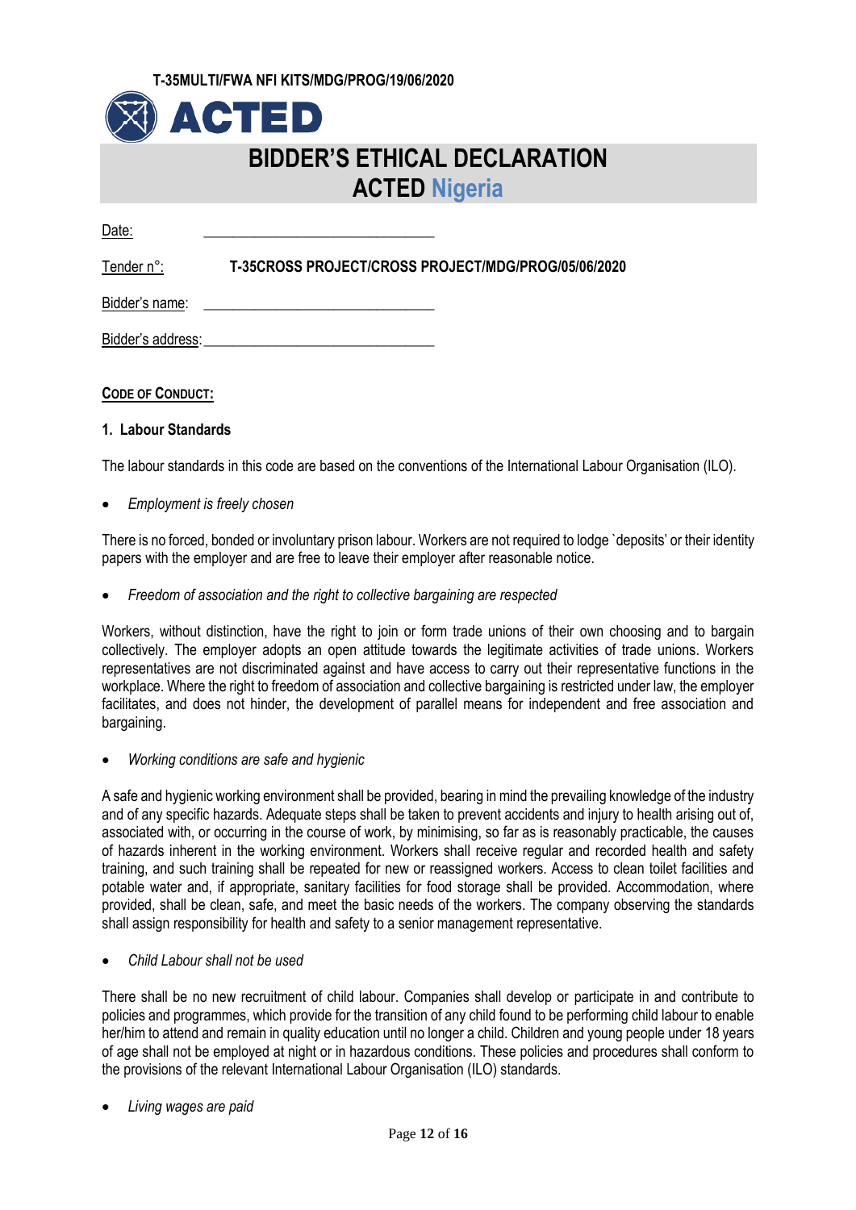T-35MULTI/FWA NFI KITS/MDG/PROG/19/06/2020

ACTED

# BIDDER'S ETHICAL DECLARATION
# ACTED Nigeria

Date: ______________________________

Tender n°: **T-35CROSS PROJECT/CROSS PROJECT/MDG/PROG/05/06/2020**

Bidder's name: ______________________________

Bidder's address: ______________________________

**CODE OF CONDUCT:**

### 1. Labour Standards

The labour standards in this code are based on the conventions of the International Labour Organisation (ILO).

- *Employment is freely chosen*

There is no forced, bonded or involuntary prison labour. Workers are not required to lodge `deposits' or their identity papers with the employer and are free to leave their employer after reasonable notice.

- *Freedom of association and the right to collective bargaining are respected*

Workers, without distinction, have the right to join or form trade unions of their own choosing and to bargain collectively. The employer adopts an open attitude towards the legitimate activities of trade unions. Workers representatives are not discriminated against and have access to carry out their representative functions in the workplace. Where the right to freedom of association and collective bargaining is restricted under law, the employer facilitates, and does not hinder, the development of parallel means for independent and free association and bargaining.

- *Working conditions are safe and hygienic*

A safe and hygienic working environment shall be provided, bearing in mind the prevailing knowledge of the industry and of any specific hazards. Adequate steps shall be taken to prevent accidents and injury to health arising out of, associated with, or occurring in the course of work, by minimising, so far as is reasonably practicable, the causes of hazards inherent in the working environment. Workers shall receive regular and recorded health and safety training, and such training shall be repeated for new or reassigned workers. Access to clean toilet facilities and potable water and, if appropriate, sanitary facilities for food storage shall be provided. Accommodation, where provided, shall be clean, safe, and meet the basic needs of the workers. The company observing the standards shall assign responsibility for health and safety to a senior management representative.

- *Child Labour shall not be used*

There shall be no new recruitment of child labour. Companies shall develop or participate in and contribute to policies and programmes, which provide for the transition of any child found to be performing child labour to enable her/him to attend and remain in quality education until no longer a child. Children and young people under 18 years of age shall not be employed at night or in hazardous conditions. These policies and procedures shall conform to the provisions of the relevant International Labour Organisation (ILO) standards.

- *Living wages are paid*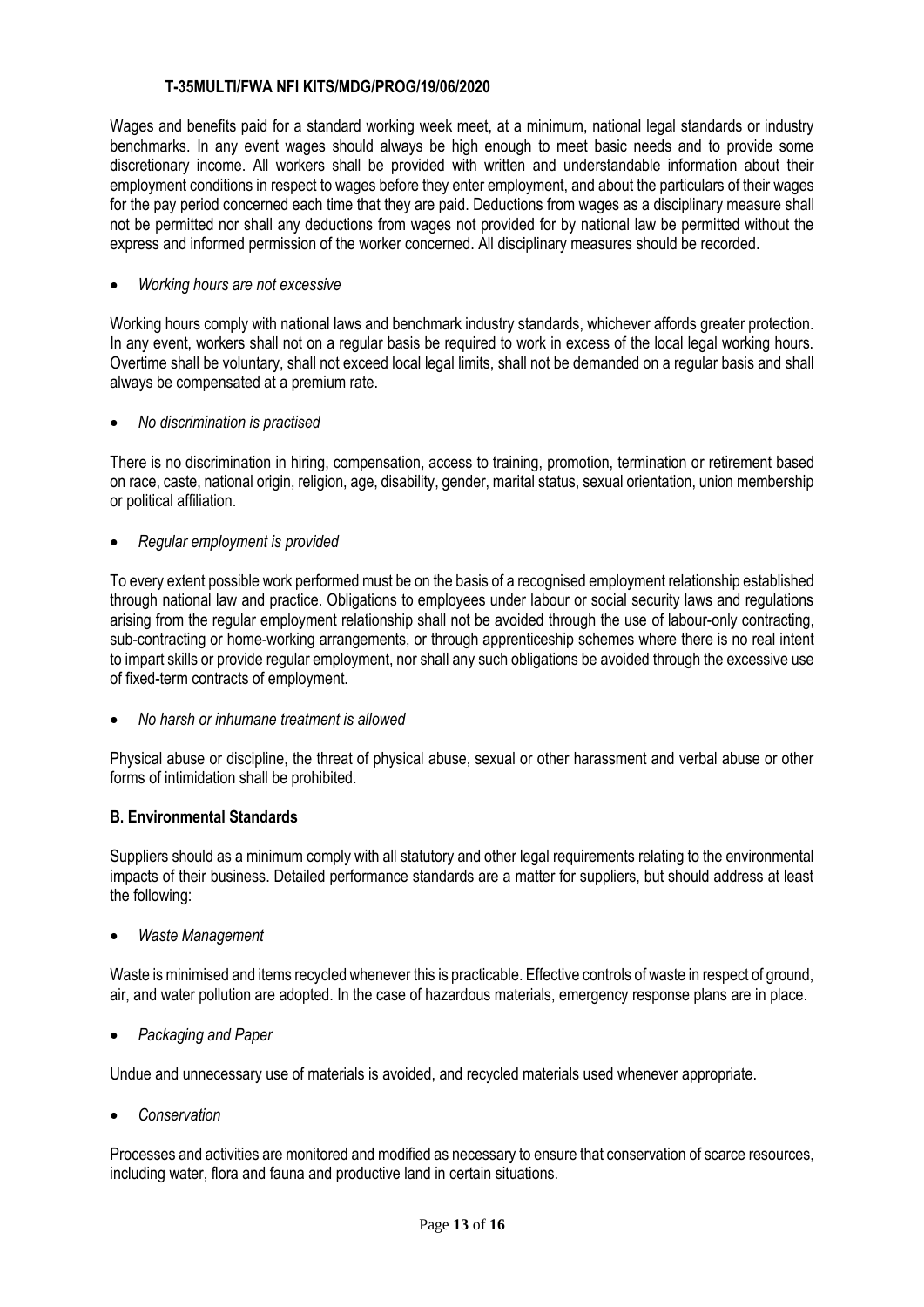Wages and benefits paid for a standard working week meet, at a minimum, national legal standards or industry benchmarks. In any event wages should always be high enough to meet basic needs and to provide some discretionary income. All workers shall be provided with written and understandable information about their employment conditions in respect to wages before they enter employment, and about the particulars of their wages for the pay period concerned each time that they are paid. Deductions from wages as a disciplinary measure shall not be permitted nor shall any deductions from wages not provided for by national law be permitted without the express and informed permission of the worker concerned. All disciplinary measures should be recorded.

- *Working hours are not excessive*

Working hours comply with national laws and benchmark industry standards, whichever affords greater protection. In any event, workers shall not on a regular basis be required to work in excess of the local legal working hours. Overtime shall be voluntary, shall not exceed local legal limits, shall not be demanded on a regular basis and shall always be compensated at a premium rate.

- *No discrimination is practised*

There is no discrimination in hiring, compensation, access to training, promotion, termination or retirement based on race, caste, national origin, religion, age, disability, gender, marital status, sexual orientation, union membership or political affiliation.

- *Regular employment is provided*

To every extent possible work performed must be on the basis of a recognised employment relationship established through national law and practice. Obligations to employees under labour or social security laws and regulations arising from the regular employment relationship shall not be avoided through the use of labour-only contracting, sub-contracting or home-working arrangements, or through apprenticeship schemes where there is no real intent to impart skills or provide regular employment, nor shall any such obligations be avoided through the excessive use of fixed-term contracts of employment.

- *No harsh or inhumane treatment is allowed*

Physical abuse or discipline, the threat of physical abuse, sexual or other harassment and verbal abuse or other forms of intimidation shall be prohibited.

**B. Environmental Standards**

Suppliers should as a minimum comply with all statutory and other legal requirements relating to the environmental impacts of their business. Detailed performance standards are a matter for suppliers, but should address at least the following:

- *Waste Management*

Waste is minimised and items recycled whenever this is practicable. Effective controls of waste in respect of ground, air, and water pollution are adopted. In the case of hazardous materials, emergency response plans are in place.

- *Packaging and Paper*

Undue and unnecessary use of materials is avoided, and recycled materials used whenever appropriate.

- *Conservation*

Processes and activities are monitored and modified as necessary to ensure that conservation of scarce resources, including water, flora and fauna and productive land in certain situations.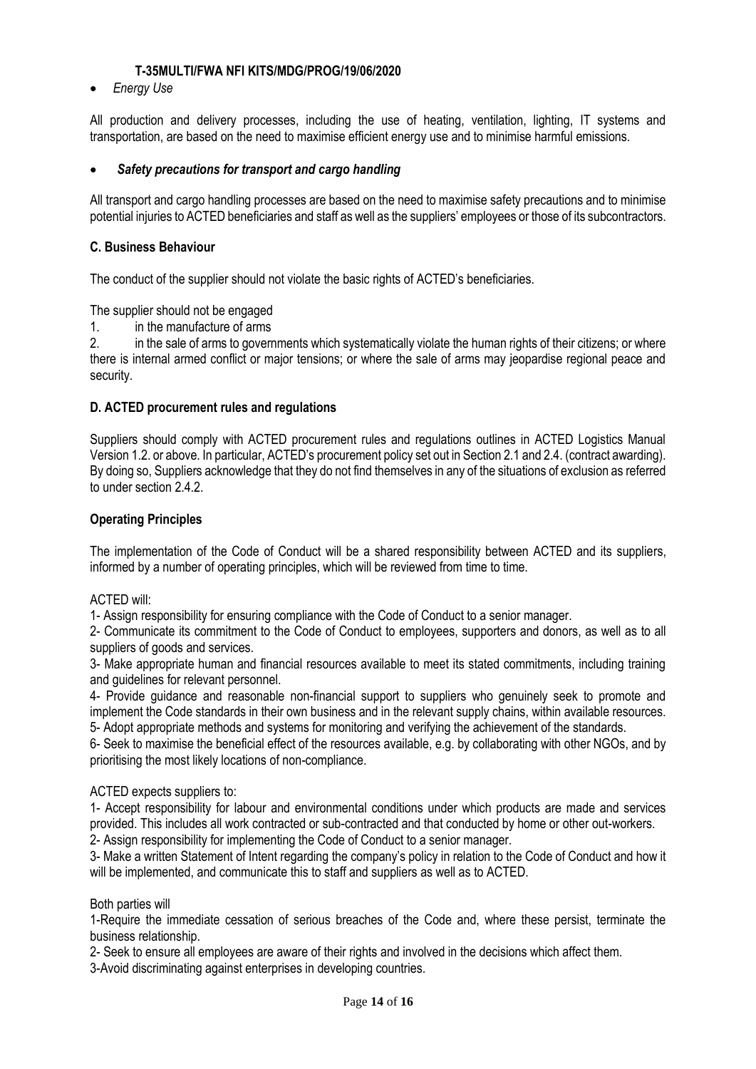- *Energy Use*

All production and delivery processes, including the use of heating, ventilation, lighting, IT systems and transportation, are based on the need to maximise efficient energy use and to minimise harmful emissions.

- ***Safety precautions for transport and cargo handling***

All transport and cargo handling processes are based on the need to maximise safety precautions and to minimise potential injuries to ACTED beneficiaries and staff as well as the suppliers' employees or those of its subcontractors.

### C. Business Behaviour

The conduct of the supplier should not violate the basic rights of ACTED's beneficiaries.

The supplier should not be engaged

1. in the manufacture of arms
2. in the sale of arms to governments which systematically violate the human rights of their citizens; or where there is internal armed conflict or major tensions; or where the sale of arms may jeopardise regional peace and security.

### D. ACTED procurement rules and regulations

Suppliers should comply with ACTED procurement rules and regulations outlines in ACTED Logistics Manual Version 1.2. or above. In particular, ACTED's procurement policy set out in Section 2.1 and 2.4. (contract awarding). By doing so, Suppliers acknowledge that they do not find themselves in any of the situations of exclusion as referred to under section 2.4.2.

### Operating Principles

The implementation of the Code of Conduct will be a shared responsibility between ACTED and its suppliers, informed by a number of operating principles, which will be reviewed from time to time.

ACTED will:

1- Assign responsibility for ensuring compliance with the Code of Conduct to a senior manager.
2- Communicate its commitment to the Code of Conduct to employees, supporters and donors, as well as to all suppliers of goods and services.
3- Make appropriate human and financial resources available to meet its stated commitments, including training and guidelines for relevant personnel.
4- Provide guidance and reasonable non-financial support to suppliers who genuinely seek to promote and implement the Code standards in their own business and in the relevant supply chains, within available resources.
5- Adopt appropriate methods and systems for monitoring and verifying the achievement of the standards.
6- Seek to maximise the beneficial effect of the resources available, e.g. by collaborating with other NGOs, and by prioritising the most likely locations of non-compliance.

ACTED expects suppliers to:

1- Accept responsibility for labour and environmental conditions under which products are made and services provided. This includes all work contracted or sub-contracted and that conducted by home or other out-workers.
2- Assign responsibility for implementing the Code of Conduct to a senior manager.
3- Make a written Statement of Intent regarding the company's policy in relation to the Code of Conduct and how it will be implemented, and communicate this to staff and suppliers as well as to ACTED.

Both parties will

1-Require the immediate cessation of serious breaches of the Code and, where these persist, terminate the business relationship.
2- Seek to ensure all employees are aware of their rights and involved in the decisions which affect them.
3-Avoid discriminating against enterprises in developing countries.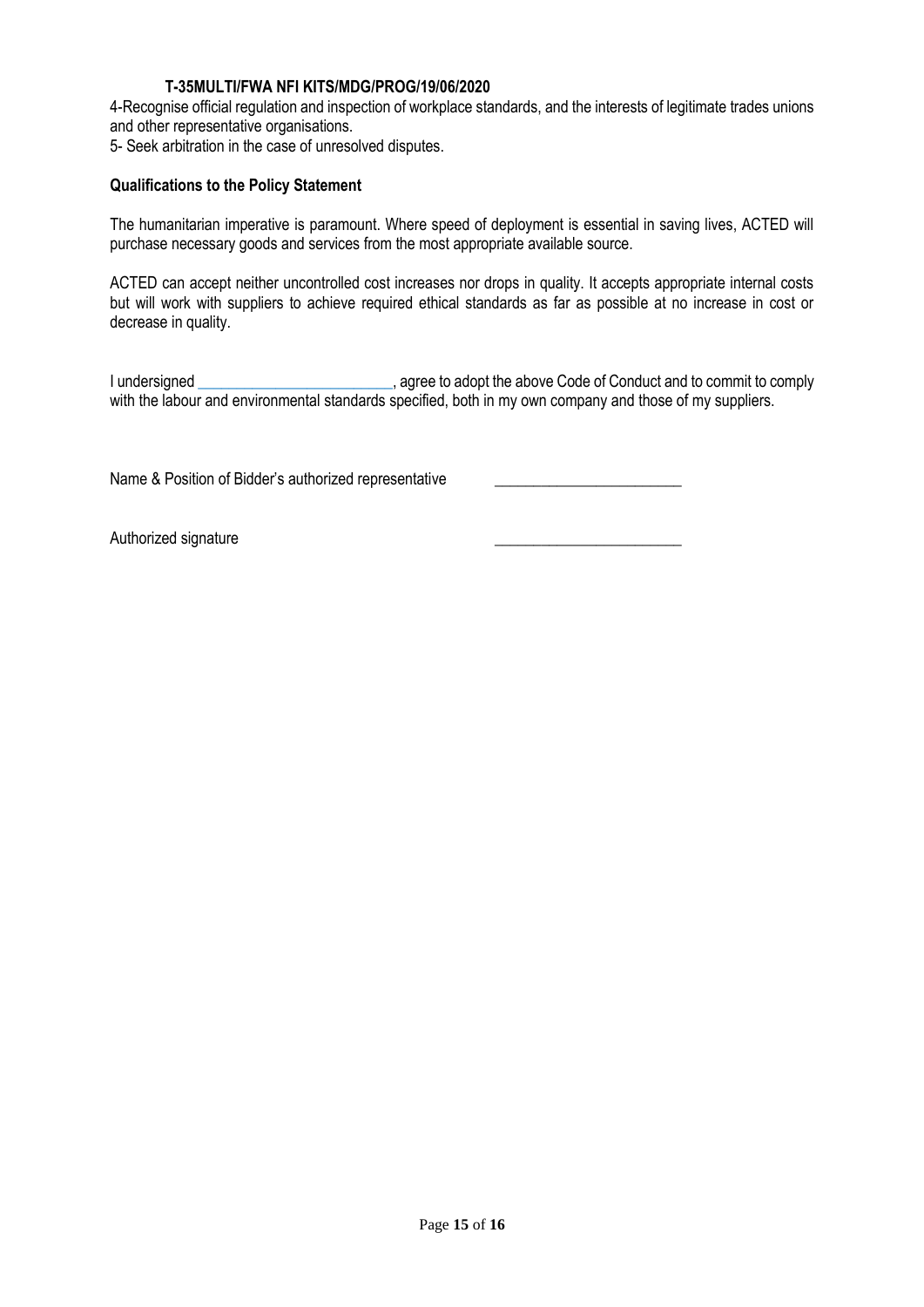**T-35MULTI/FWA NFI KITS/MDG/PROG/19/06/2020**

4-Recognise official regulation and inspection of workplace standards, and the interests of legitimate trades unions and other representative organisations.

5- Seek arbitration in the case of unresolved disputes.

**Qualifications to the Policy Statement**

The humanitarian imperative is paramount. Where speed of deployment is essential in saving lives, ACTED will purchase necessary goods and services from the most appropriate available source.

ACTED can accept neither uncontrolled cost increases nor drops in quality. It accepts appropriate internal costs but will work with suppliers to achieve required ethical standards as far as possible at no increase in cost or decrease in quality.

I undersigned ________________________, agree to adopt the above Code of Conduct and to commit to comply with the labour and environmental standards specified, both in my own company and those of my suppliers.

Name & Position of Bidder's authorized representative ________________________

Authorized signature ________________________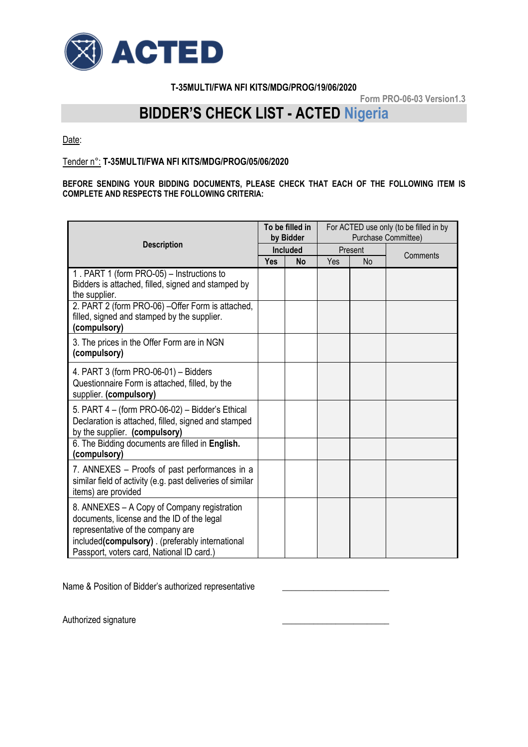ACTED

**T-35MULTI/FWA NFI KITS/MDG/PROG/19/06/2020**

Form PRO-06-03 Version1.3

# BIDDER'S CHECK LIST - ACTED Nigeria

Date:

Tender n°: **T-35MULTI/FWA NFI KITS/MDG/PROG/05/06/2020**

**BEFORE SENDING YOUR BIDDING DOCUMENTS, PLEASE CHECK THAT EACH OF THE FOLLOWING ITEM IS COMPLETE AND RESPECTS THE FOLLOWING CRITERIA:**

| Description | To be filled in by Bidder | | For ACTED use only (to be filled in by Purchase Committee) | | |
|---|---|---|---|---|---|
| | Included | | Present | | Comments |
| | Yes | No | Yes | No | |
| 1 . PART 1 (form PRO-05) – Instructions to Bidders is attached, filled, signed and stamped by the supplier. | | | | | |
| 2. PART 2 (form PRO-06) –Offer Form is attached, filled, signed and stamped by the supplier. **(compulsory)** | | | | | |
| 3. The prices in the Offer Form are in NGN **(compulsory)** | | | | | |
| 4. PART 3 (form PRO-06-01) – Bidders Questionnaire Form is attached, filled, by the supplier. **(compulsory)** | | | | | |
| 5. PART 4 – (form PRO-06-02) – Bidder's Ethical Declaration is attached, filled, signed and stamped by the supplier. **(compulsory)** | | | | | |
| 6. The Bidding documents are filled in **English. (compulsory)** | | | | | |
| 7. ANNEXES – Proofs of past performances in a similar field of activity (e.g. past deliveries of similar items) are provided | | | | | |
| 8. ANNEXES – A Copy of Company registration documents, license and the ID of the legal representative of the company are included**(compulsory)** . (preferably international Passport, voters card, National ID card.) | | | | | |

Name & Position of Bidder's authorized representative ________________________

Authorized signature ________________________